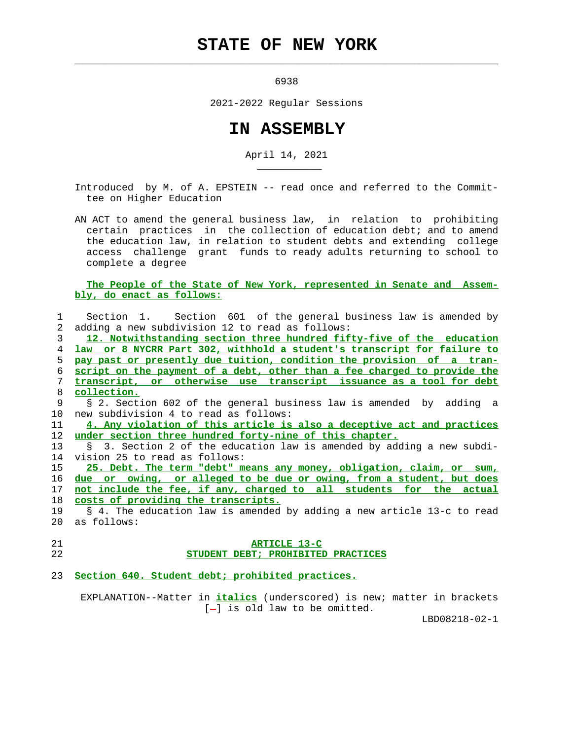# STATE OF NEW YORK

6938

2021-2022 Regular Sessions

# IN ASSEMBLY

April 14, 2021

Introduced by M. of A. EPSTEIN -- read once and referred to the Committee on Higher Education

AN ACT to amend the general business law, in relation to prohibiting certain practices in the collection of education debt; and to amend the education law, in relation to student debts and extending college access challenge grant funds to ready adults returning to school to complete a degree

**The People of the State of New York, represented in Senate and Assembly, do enact as follows:**

Section 1. Section 601 of the general business law is amended by adding a new subdivision 12 to read as follows:

**12. Notwithstanding section three hundred fifty-five of the education law or 8 NYCRR Part 302, withhold a student's transcript for failure to pay past or presently due tuition, condition the provision of a transcript on the payment of a debt, other than a fee charged to provide the transcript, or otherwise use transcript issuance as a tool for debt collection.**

§ 2. Section 602 of the general business law is amended by adding a new subdivision 4 to read as follows:

**4. Any violation of this article is also a deceptive act and practices under section three hundred forty-nine of this chapter.**

§ 3. Section 2 of the education law is amended by adding a new subdivision 25 to read as follows:

**25. Debt. The term "debt" means any money, obligation, claim, or sum, due or owing, or alleged to be due or owing, from a student, but does not include the fee, if any, charged to all students for the actual costs of providing the transcripts.**

§ 4. The education law is amended by adding a new article 13-c to read as follows:

**ARTICLE 13-C**
**STUDENT DEBT; PROHIBITED PRACTICES**

**Section 640. Student debt; prohibited practices.**

EXPLANATION--Matter in ***italics*** (underscored) is new; matter in brackets [-] is old law to be omitted.

LBD08218-02-1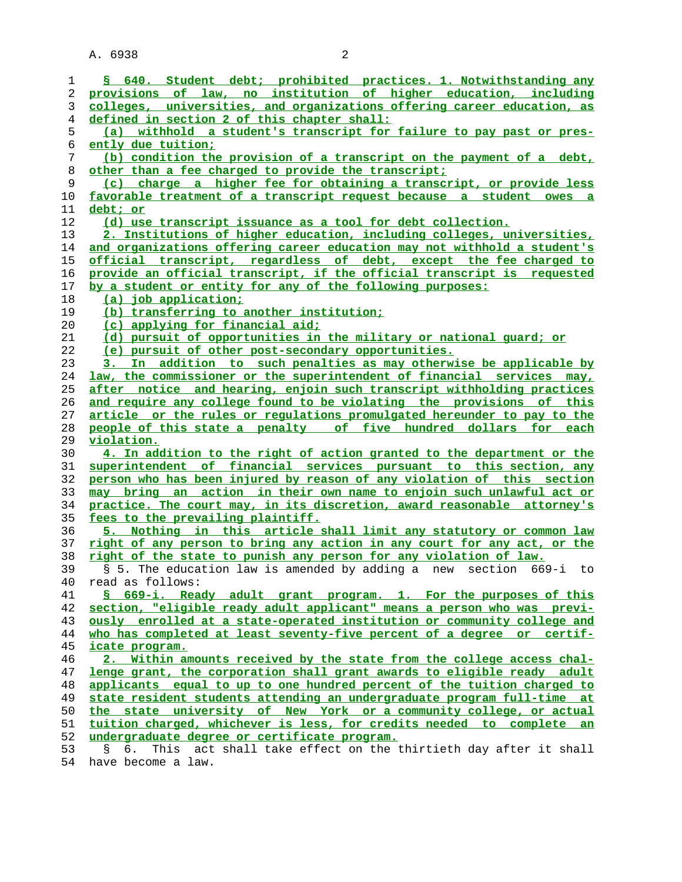§ 640. Student debt; prohibited practices. 1. Notwithstanding any provisions of law, no institution of higher education, including colleges, universities, and organizations offering career education, as defined in section 2 of this chapter shall:

(a) withhold a student's transcript for failure to pay past or presently due tuition;

(b) condition the provision of a transcript on the payment of a debt, other than a fee charged to provide the transcript;

(c) charge a higher fee for obtaining a transcript, or provide less favorable treatment of a transcript request because a student owes a debt; or

(d) use transcript issuance as a tool for debt collection.

2. Institutions of higher education, including colleges, universities, and organizations offering career education may not withhold a student's official transcript, regardless of debt, except the fee charged to provide an official transcript, if the official transcript is requested by a student or entity for any of the following purposes:

(a) job application;

(b) transferring to another institution;

(c) applying for financial aid;

(d) pursuit of opportunities in the military or national guard; or

(e) pursuit of other post-secondary opportunities.

3. In addition to such penalties as may otherwise be applicable by law, the commissioner or the superintendent of financial services may, after notice and hearing, enjoin such transcript withholding practices and require any college found to be violating the provisions of this article or the rules or regulations promulgated hereunder to pay to the people of this state a penalty of five hundred dollars for each violation.

4. In addition to the right of action granted to the department or the superintendent of financial services pursuant to this section, any person who has been injured by reason of any violation of this section may bring an action in their own name to enjoin such unlawful act or practice. The court may, in its discretion, award reasonable attorney's fees to the prevailing plaintiff.

5. Nothing in this article shall limit any statutory or common law right of any person to bring any action in any court for any act, or the right of the state to punish any person for any violation of law.

§ 5. The education law is amended by adding a new section 669-i to read as follows:

§ 669-i. Ready adult grant program. 1. For the purposes of this section, "eligible ready adult applicant" means a person who was previously enrolled at a state-operated institution or community college and who has completed at least seventy-five percent of a degree or certificate program.

2. Within amounts received by the state from the college access challenge grant, the corporation shall grant awards to eligible ready adult applicants equal to up to one hundred percent of the tuition charged to state resident students attending an undergraduate program full-time at the state university of New York or a community college, or actual tuition charged, whichever is less, for credits needed to complete an undergraduate degree or certificate program.

§ 6. This act shall take effect on the thirtieth day after it shall have become a law.